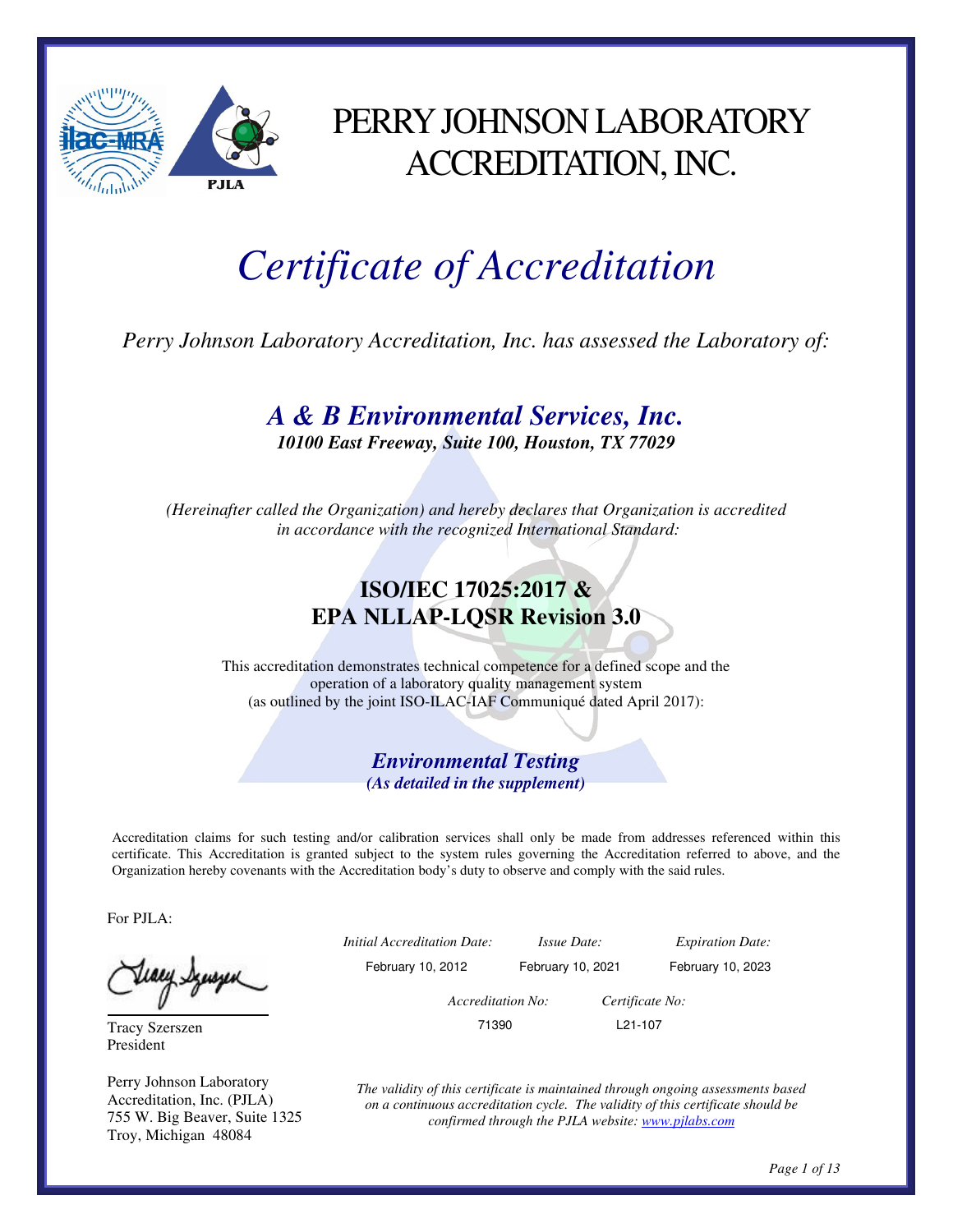# PERRY JOHNSON LABORATORY ACCREDITATION, INC.

# *Certificate of Accreditation*

*Perry Johnson Laboratory Accreditation, Inc. has assessed the Laboratory of:*

## *A & B Environmental Services, Inc.*

***10100 East Freeway, Suite 100, Houston, TX 77029***

*(Hereinafter called the Organization) and hereby declares that Organization is accredited in accordance with the recognized International Standard:*

## ISO/IEC 17025:2017 & EPA NLLAP-LQSR Revision 3.0

This accreditation demonstrates technical competence for a defined scope and the operation of a laboratory quality management system (as outlined by the joint ISO-ILAC-IAF Communiqué dated April 2017):

***Environmental Testing***

***(As detailed in the supplement)***

Accreditation claims for such testing and/or calibration services shall only be made from addresses referenced within this certificate. This Accreditation is granted subject to the system rules governing the Accreditation referred to above, and the Organization hereby covenants with the Accreditation body's duty to observe and comply with the said rules.

For PJLA:

Tracy Szerszen
President

Perry Johnson Laboratory Accreditation, Inc. (PJLA)
755 W. Big Beaver, Suite 1325
Troy, Michigan 48084

| *Initial Accreditation Date:* | *Issue Date:* | *Expiration Date:* |
|---|---|---|
| February 10, 2012 | February 10, 2021 | February 10, 2023 |

| *Accreditation No:* | *Certificate No:* |
|---|---|
| 71390 | L21-107 |

*The validity of this certificate is maintained through ongoing assessments based on a continuous accreditation cycle. The validity of this certificate should be confirmed through the PJLA website: www.pjlabs.com*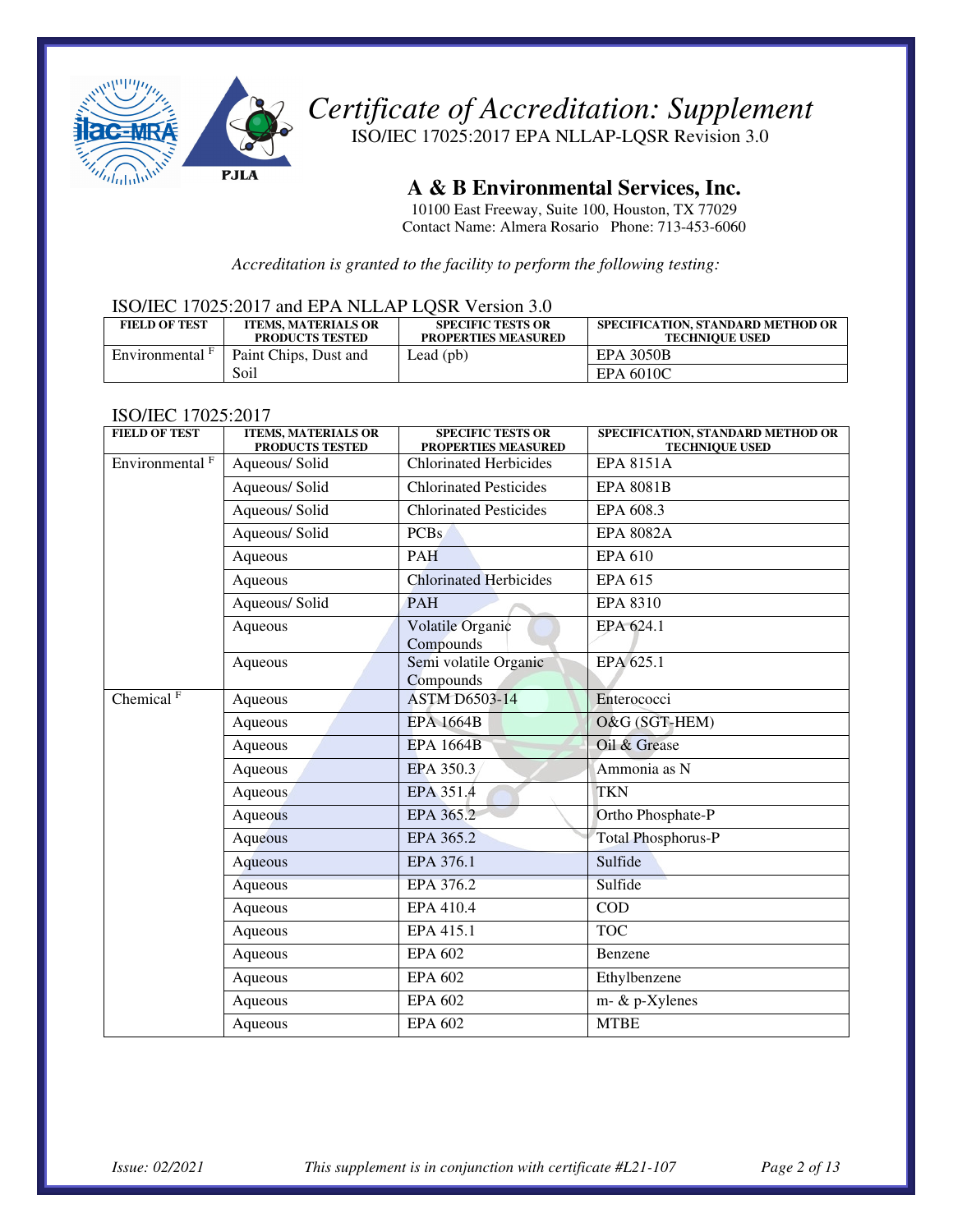# *Certificate of Accreditation: Supplement*

ISO/IEC 17025:2017 EPA NLLAP-LQSR Revision 3.0

## A & B Environmental Services, Inc.

10100 East Freeway, Suite 100, Houston, TX 77029
Contact Name: Almera Rosario Phone: 713-453-6060

*Accreditation is granted to the facility to perform the following testing:*

### ISO/IEC 17025:2017 and EPA NLLAP LQSR Version 3.0

| FIELD OF TEST | ITEMS, MATERIALS OR PRODUCTS TESTED | SPECIFIC TESTS OR PROPERTIES MEASURED | SPECIFICATION, STANDARD METHOD OR TECHNIQUE USED |
|---|---|---|---|
| Environmental [F] | Paint Chips, Dust and Soil | Lead (pb) | EPA 3050B |
| | | | EPA 6010C |

### ISO/IEC 17025:2017

| FIELD OF TEST | ITEMS, MATERIALS OR PRODUCTS TESTED | SPECIFIC TESTS OR PROPERTIES MEASURED | SPECIFICATION, STANDARD METHOD OR TECHNIQUE USED |
|---|---|---|---|
| Environmental [F] | Aqueous/ Solid | Chlorinated Herbicides | EPA 8151A |
| | Aqueous/ Solid | Chlorinated Pesticides | EPA 8081B |
| | Aqueous/ Solid | Chlorinated Pesticides | EPA 608.3 |
| | Aqueous/ Solid | PCBs | EPA 8082A |
| | Aqueous | PAH | EPA 610 |
| | Aqueous | Chlorinated Herbicides | EPA 615 |
| | Aqueous/ Solid | PAH | EPA 8310 |
| | Aqueous | Volatile Organic Compounds | EPA 624.1 |
| | Aqueous | Semi volatile Organic Compounds | EPA 625.1 |
| Chemical [F] | Aqueous | ASTM D6503-14 | Enterococci |
| | Aqueous | EPA 1664B | O&G (SGT-HEM) |
| | Aqueous | EPA 1664B | Oil & Grease |
| | Aqueous | EPA 350.3 | Ammonia as N |
| | Aqueous | EPA 351.4 | TKN |
| | Aqueous | EPA 365.2 | Ortho Phosphate-P |
| | Aqueous | EPA 365.2 | Total Phosphorus-P |
| | Aqueous | EPA 376.1 | Sulfide |
| | Aqueous | EPA 376.2 | Sulfide |
| | Aqueous | EPA 410.4 | COD |
| | Aqueous | EPA 415.1 | TOC |
| | Aqueous | EPA 602 | Benzene |
| | Aqueous | EPA 602 | Ethylbenzene |
| | Aqueous | EPA 602 | m- & p-Xylenes |
| | Aqueous | EPA 602 | MTBE |

*Issue: 02/2021* *This supplement is in conjunction with certificate #L21-107*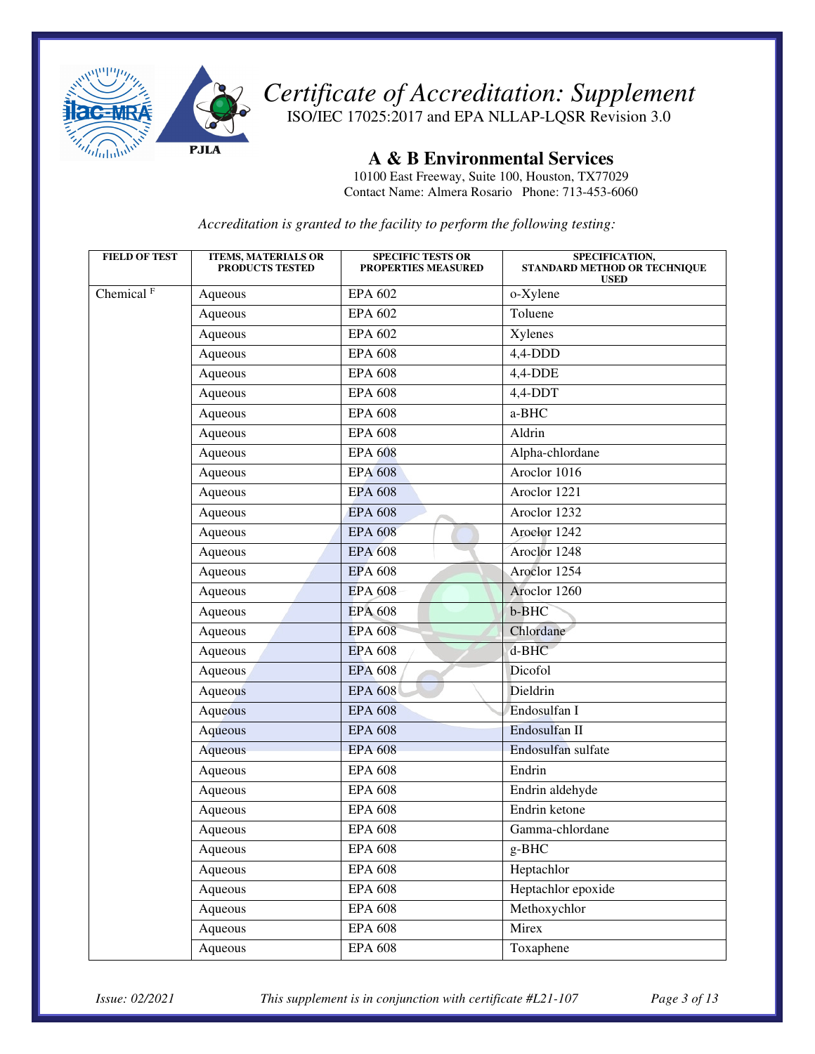# *Certificate of Accreditation: Supplement*

ISO/IEC 17025:2017 and EPA NLLAP-LQSR Revision 3.0

## A & B Environmental Services

10100 East Freeway, Suite 100, Houston, TX77029
Contact Name: Almera Rosario Phone: 713-453-6060

*Accreditation is granted to the facility to perform the following testing:*

| FIELD OF TEST | ITEMS, MATERIALS OR PRODUCTS TESTED | SPECIFIC TESTS OR PROPERTIES MEASURED | SPECIFICATION, STANDARD METHOD OR TECHNIQUE USED |
|---|---|---|---|
| Chemical [F] | Aqueous | EPA 602 | o-Xylene |
| | Aqueous | EPA 602 | Toluene |
| | Aqueous | EPA 602 | Xylenes |
| | Aqueous | EPA 608 | 4,4-DDD |
| | Aqueous | EPA 608 | 4,4-DDE |
| | Aqueous | EPA 608 | 4,4-DDT |
| | Aqueous | EPA 608 | a-BHC |
| | Aqueous | EPA 608 | Aldrin |
| | Aqueous | EPA 608 | Alpha-chlordane |
| | Aqueous | EPA 608 | Aroclor 1016 |
| | Aqueous | EPA 608 | Aroclor 1221 |
| | Aqueous | EPA 608 | Aroclor 1232 |
| | Aqueous | EPA 608 | Aroclor 1242 |
| | Aqueous | EPA 608 | Aroclor 1248 |
| | Aqueous | EPA 608 | Aroclor 1254 |
| | Aqueous | EPA 608 | Aroclor 1260 |
| | Aqueous | EPA 608 | b-BHC |
| | Aqueous | EPA 608 | Chlordane |
| | Aqueous | EPA 608 | d-BHC |
| | Aqueous | EPA 608 | Dicofol |
| | Aqueous | EPA 608 | Dieldrin |
| | Aqueous | EPA 608 | Endosulfan I |
| | Aqueous | EPA 608 | Endosulfan II |
| | Aqueous | EPA 608 | Endosulfan sulfate |
| | Aqueous | EPA 608 | Endrin |
| | Aqueous | EPA 608 | Endrin aldehyde |
| | Aqueous | EPA 608 | Endrin ketone |
| | Aqueous | EPA 608 | Gamma-chlordane |
| | Aqueous | EPA 608 | g-BHC |
| | Aqueous | EPA 608 | Heptachlor |
| | Aqueous | EPA 608 | Heptachlor epoxide |
| | Aqueous | EPA 608 | Methoxychlor |
| | Aqueous | EPA 608 | Mirex |
| | Aqueous | EPA 608 | Toxaphene |

*Issue: 02/2021* *This supplement is in conjunction with certificate #L21-107*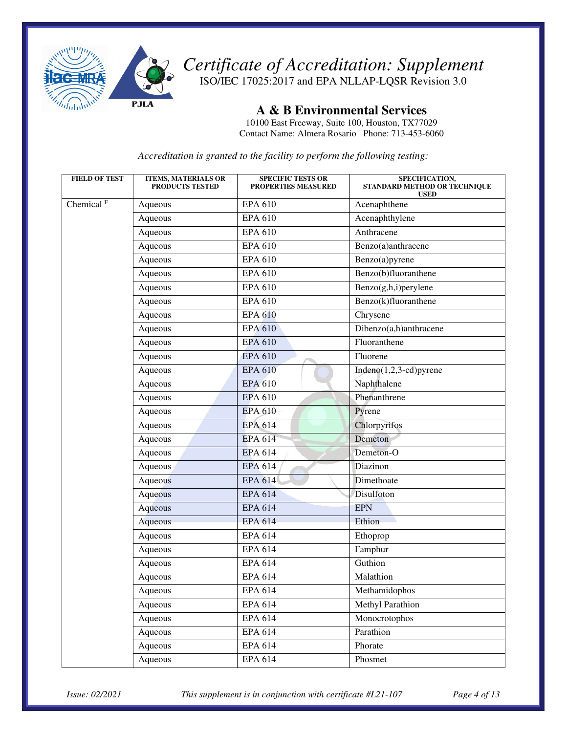# *Certificate of Accreditation: Supplement*

ISO/IEC 17025:2017 and EPA NLLAP-LQSR Revision 3.0

## A & B Environmental Services

10100 East Freeway, Suite 100, Houston, TX77029
Contact Name: Almera Rosario Phone: 713-453-6060

*Accreditation is granted to the facility to perform the following testing:*

| FIELD OF TEST | ITEMS, MATERIALS OR PRODUCTS TESTED | SPECIFIC TESTS OR PROPERTIES MEASURED | SPECIFICATION, STANDARD METHOD OR TECHNIQUE USED |
|---|---|---|---|
| Chemical [F] | Aqueous | EPA 610 | Acenaphthene |
| | Aqueous | EPA 610 | Acenaphthylene |
| | Aqueous | EPA 610 | Anthracene |
| | Aqueous | EPA 610 | Benzo(a)anthracene |
| | Aqueous | EPA 610 | Benzo(a)pyrene |
| | Aqueous | EPA 610 | Benzo(b)fluoranthene |
| | Aqueous | EPA 610 | Benzo(g,h,i)perylene |
| | Aqueous | EPA 610 | Benzo(k)fluoranthene |
| | Aqueous | EPA 610 | Chrysene |
| | Aqueous | EPA 610 | Dibenzo(a,h)anthracene |
| | Aqueous | EPA 610 | Fluoranthene |
| | Aqueous | EPA 610 | Fluorene |
| | Aqueous | EPA 610 | Indeno(1,2,3-cd)pyrene |
| | Aqueous | EPA 610 | Naphthalene |
| | Aqueous | EPA 610 | Phenanthrene |
| | Aqueous | EPA 610 | Pyrene |
| | Aqueous | EPA 614 | Chlorpyrifos |
| | Aqueous | EPA 614 | Demeton |
| | Aqueous | EPA 614 | Demeton-O |
| | Aqueous | EPA 614 | Diazinon |
| | Aqueous | EPA 614 | Dimethoate |
| | Aqueous | EPA 614 | Disulfoton |
| | Aqueous | EPA 614 | EPN |
| | Aqueous | EPA 614 | Ethion |
| | Aqueous | EPA 614 | Ethoprop |
| | Aqueous | EPA 614 | Famphur |
| | Aqueous | EPA 614 | Guthion |
| | Aqueous | EPA 614 | Malathion |
| | Aqueous | EPA 614 | Methamidophos |
| | Aqueous | EPA 614 | Methyl Parathion |
| | Aqueous | EPA 614 | Monocrotophos |
| | Aqueous | EPA 614 | Parathion |
| | Aqueous | EPA 614 | Phorate |
| | Aqueous | EPA 614 | Phosmet |

*Issue: 02/2021* *This supplement is in conjunction with certificate #L21-107*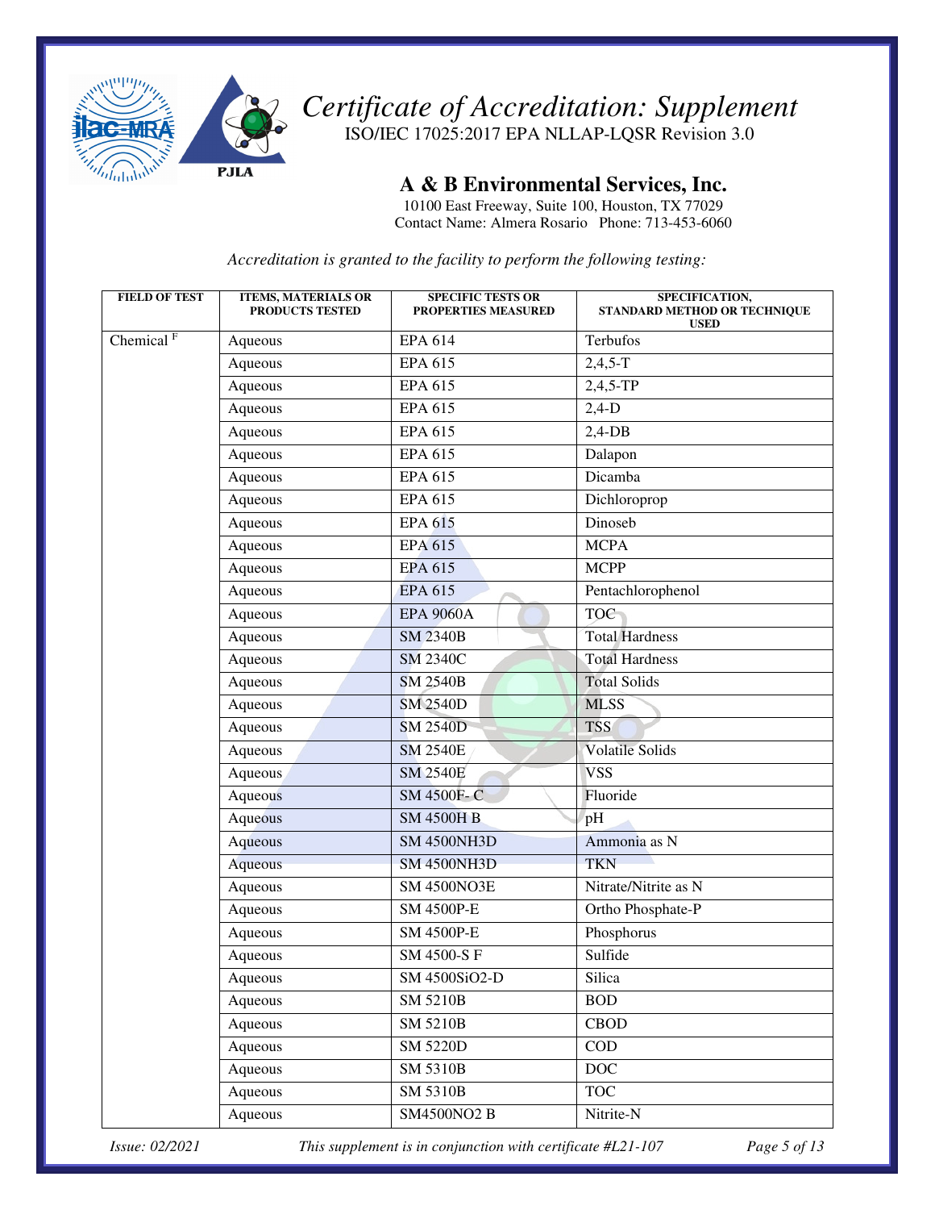# *Certificate of Accreditation: Supplement*

ISO/IEC 17025:2017 EPA NLLAP-LQSR Revision 3.0

## A & B Environmental Services, Inc.

10100 East Freeway, Suite 100, Houston, TX 77029
Contact Name: Almera Rosario   Phone: 713-453-6060

*Accreditation is granted to the facility to perform the following testing:*

| FIELD OF TEST | ITEMS, MATERIALS OR PRODUCTS TESTED | SPECIFIC TESTS OR PROPERTIES MEASURED | SPECIFICATION, STANDARD METHOD OR TECHNIQUE USED |
|---|---|---|---|
| Chemical [F] | Aqueous | EPA 614 | Terbufos |
| | Aqueous | EPA 615 | 2,4,5-T |
| | Aqueous | EPA 615 | 2,4,5-TP |
| | Aqueous | EPA 615 | 2,4-D |
| | Aqueous | EPA 615 | 2,4-DB |
| | Aqueous | EPA 615 | Dalapon |
| | Aqueous | EPA 615 | Dicamba |
| | Aqueous | EPA 615 | Dichloroprop |
| | Aqueous | EPA 615 | Dinoseb |
| | Aqueous | EPA 615 | MCPA |
| | Aqueous | EPA 615 | MCPP |
| | Aqueous | EPA 615 | Pentachlorophenol |
| | Aqueous | EPA 9060A | TOC |
| | Aqueous | SM 2340B | Total Hardness |
| | Aqueous | SM 2340C | Total Hardness |
| | Aqueous | SM 2540B | Total Solids |
| | Aqueous | SM 2540D | MLSS |
| | Aqueous | SM 2540D | TSS |
| | Aqueous | SM 2540E | Volatile Solids |
| | Aqueous | SM 2540E | VSS |
| | Aqueous | SM 4500F- C | Fluoride |
| | Aqueous | SM 4500H B | pH |
| | Aqueous | SM 4500NH3D | Ammonia as N |
| | Aqueous | SM 4500NH3D | TKN |
| | Aqueous | SM 4500NO3E | Nitrate/Nitrite as N |
| | Aqueous | SM 4500P-E | Ortho Phosphate-P |
| | Aqueous | SM 4500P-E | Phosphorus |
| | Aqueous | SM 4500-S F | Sulfide |
| | Aqueous | SM 4500SiO2-D | Silica |
| | Aqueous | SM 5210B | BOD |
| | Aqueous | SM 5210B | CBOD |
| | Aqueous | SM 5220D | COD |
| | Aqueous | SM 5310B | DOC |
| | Aqueous | SM 5310B | TOC |
| | Aqueous | SM4500NO2 B | Nitrite-N |

*Issue: 02/2021* *This supplement is in conjunction with certificate #L21-107*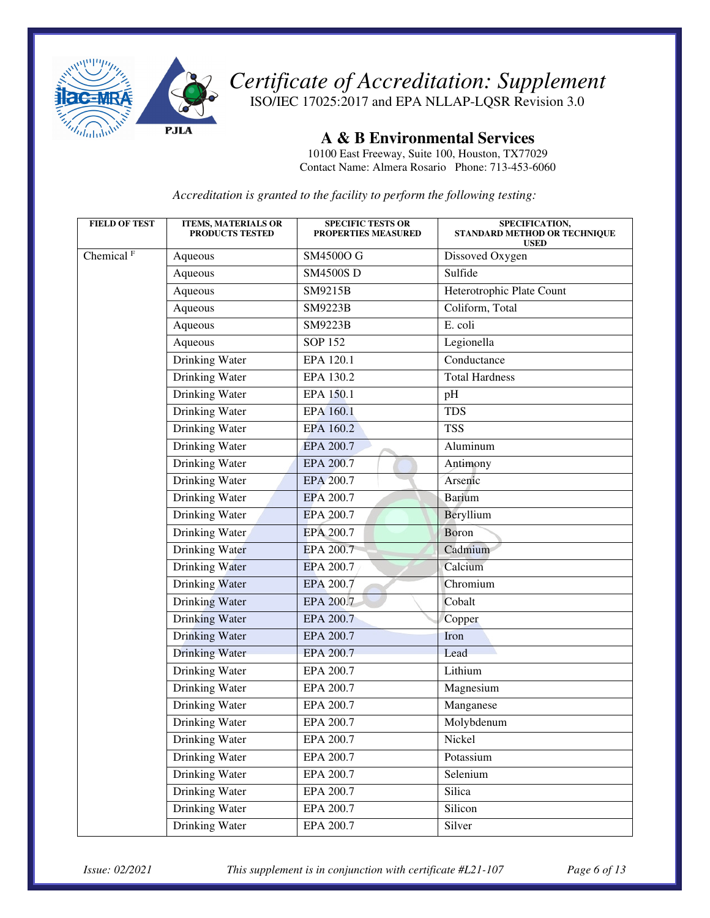# *Certificate of Accreditation: Supplement*

ISO/IEC 17025:2017 and EPA NLLAP-LQSR Revision 3.0

## A & B Environmental Services

10100 East Freeway, Suite 100, Houston, TX77029
Contact Name: Almera Rosario Phone: 713-453-6060

*Accreditation is granted to the facility to perform the following testing:*

| FIELD OF TEST | ITEMS, MATERIALS OR PRODUCTS TESTED | SPECIFIC TESTS OR PROPERTIES MEASURED | SPECIFICATION, STANDARD METHOD OR TECHNIQUE USED |
|---|---|---|---|
| Chemical [F] | Aqueous | SM4500O G | Dissoved Oxygen |
| | Aqueous | SM4500S D | Sulfide |
| | Aqueous | SM9215B | Heterotrophic Plate Count |
| | Aqueous | SM9223B | Coliform, Total |
| | Aqueous | SM9223B | E. coli |
| | Aqueous | SOP 152 | Legionella |
| | Drinking Water | EPA 120.1 | Conductance |
| | Drinking Water | EPA 130.2 | Total Hardness |
| | Drinking Water | EPA 150.1 | pH |
| | Drinking Water | EPA 160.1 | TDS |
| | Drinking Water | EPA 160.2 | TSS |
| | Drinking Water | EPA 200.7 | Aluminum |
| | Drinking Water | EPA 200.7 | Antimony |
| | Drinking Water | EPA 200.7 | Arsenic |
| | Drinking Water | EPA 200.7 | Barium |
| | Drinking Water | EPA 200.7 | Beryllium |
| | Drinking Water | EPA 200.7 | Boron |
| | Drinking Water | EPA 200.7 | Cadmium |
| | Drinking Water | EPA 200.7 | Calcium |
| | Drinking Water | EPA 200.7 | Chromium |
| | Drinking Water | EPA 200.7 | Cobalt |
| | Drinking Water | EPA 200.7 | Copper |
| | Drinking Water | EPA 200.7 | Iron |
| | Drinking Water | EPA 200.7 | Lead |
| | Drinking Water | EPA 200.7 | Lithium |
| | Drinking Water | EPA 200.7 | Magnesium |
| | Drinking Water | EPA 200.7 | Manganese |
| | Drinking Water | EPA 200.7 | Molybdenum |
| | Drinking Water | EPA 200.7 | Nickel |
| | Drinking Water | EPA 200.7 | Potassium |
| | Drinking Water | EPA 200.7 | Selenium |
| | Drinking Water | EPA 200.7 | Silica |
| | Drinking Water | EPA 200.7 | Silicon |
| | Drinking Water | EPA 200.7 | Silver |

*Issue: 02/2021* *This supplement is in conjunction with certificate #L21-107*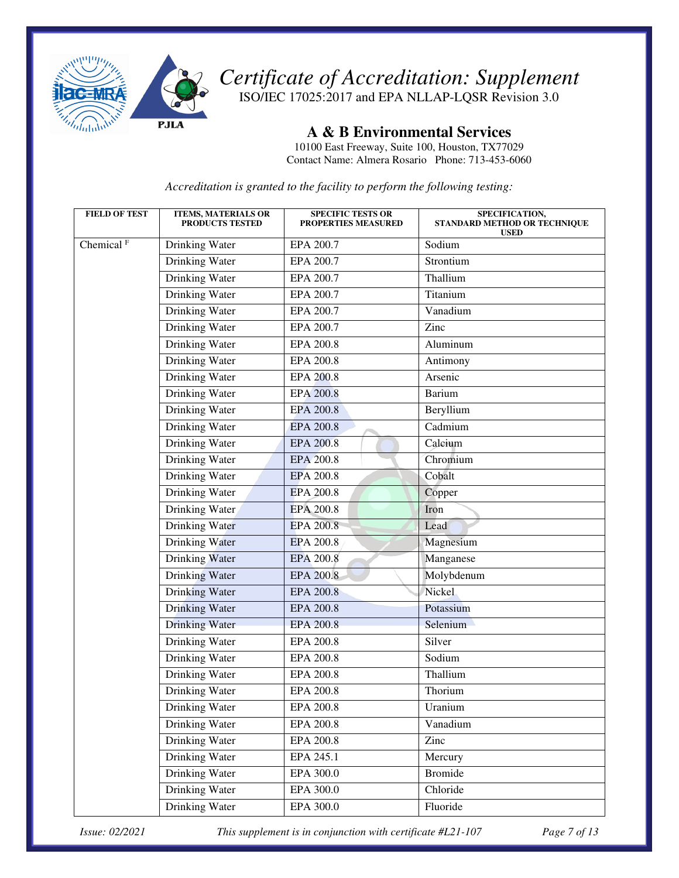# Certificate of Accreditation: Supplement

ISO/IEC 17025:2017 and EPA NLLAP-LQSR Revision 3.0

## A & B Environmental Services

10100 East Freeway, Suite 100, Houston, TX77029
Contact Name: Almera Rosario Phone: 713-453-6060

*Accreditation is granted to the facility to perform the following testing:*

| FIELD OF TEST | ITEMS, MATERIALS OR PRODUCTS TESTED | SPECIFIC TESTS OR PROPERTIES MEASURED | SPECIFICATION, STANDARD METHOD OR TECHNIQUE USED |
|---|---|---|---|
| Chemical [F] | Drinking Water | EPA 200.7 | Sodium |
| | Drinking Water | EPA 200.7 | Strontium |
| | Drinking Water | EPA 200.7 | Thallium |
| | Drinking Water | EPA 200.7 | Titanium |
| | Drinking Water | EPA 200.7 | Vanadium |
| | Drinking Water | EPA 200.7 | Zinc |
| | Drinking Water | EPA 200.8 | Aluminum |
| | Drinking Water | EPA 200.8 | Antimony |
| | Drinking Water | EPA 200.8 | Arsenic |
| | Drinking Water | EPA 200.8 | Barium |
| | Drinking Water | EPA 200.8 | Beryllium |
| | Drinking Water | EPA 200.8 | Cadmium |
| | Drinking Water | EPA 200.8 | Calcium |
| | Drinking Water | EPA 200.8 | Chromium |
| | Drinking Water | EPA 200.8 | Cobalt |
| | Drinking Water | EPA 200.8 | Copper |
| | Drinking Water | EPA 200.8 | Iron |
| | Drinking Water | EPA 200.8 | Lead |
| | Drinking Water | EPA 200.8 | Magnesium |
| | Drinking Water | EPA 200.8 | Manganese |
| | Drinking Water | EPA 200.8 | Molybdenum |
| | Drinking Water | EPA 200.8 | Nickel |
| | Drinking Water | EPA 200.8 | Potassium |
| | Drinking Water | EPA 200.8 | Selenium |
| | Drinking Water | EPA 200.8 | Silver |
| | Drinking Water | EPA 200.8 | Sodium |
| | Drinking Water | EPA 200.8 | Thallium |
| | Drinking Water | EPA 200.8 | Thorium |
| | Drinking Water | EPA 200.8 | Uranium |
| | Drinking Water | EPA 200.8 | Vanadium |
| | Drinking Water | EPA 200.8 | Zinc |
| | Drinking Water | EPA 245.1 | Mercury |
| | Drinking Water | EPA 300.0 | Bromide |
| | Drinking Water | EPA 300.0 | Chloride |
| | Drinking Water | EPA 300.0 | Fluoride |

*Issue: 02/2021* *This supplement is in conjunction with certificate #L21-107*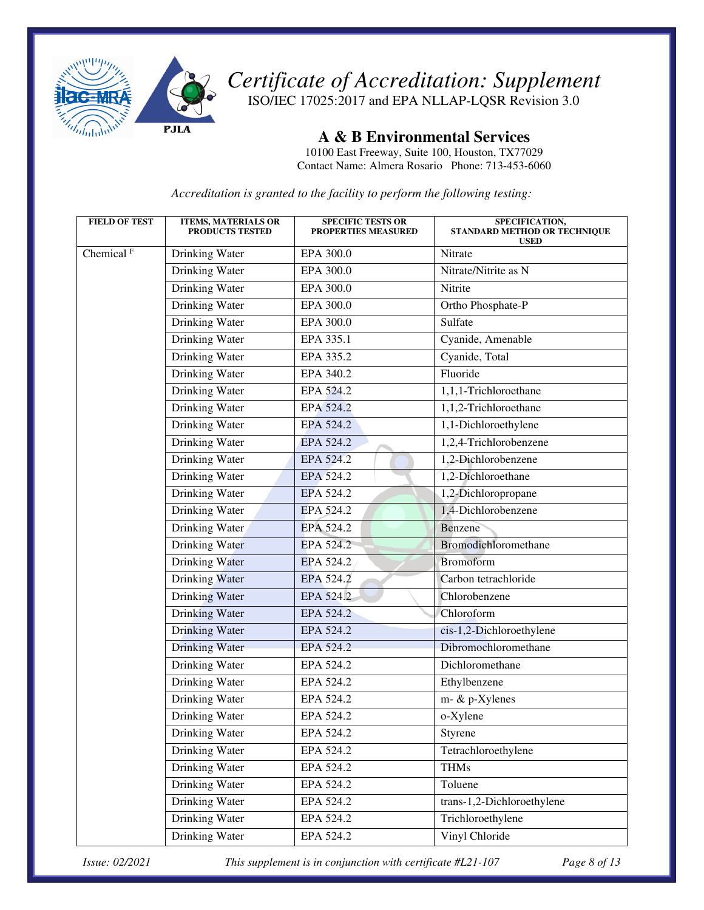# *Certificate of Accreditation: Supplement*

ISO/IEC 17025:2017 and EPA NLLAP-LQSR Revision 3.0

## A & B Environmental Services

10100 East Freeway, Suite 100, Houston, TX77029
Contact Name: Almera Rosario Phone: 713-453-6060

*Accreditation is granted to the facility to perform the following testing:*

| FIELD OF TEST | ITEMS, MATERIALS OR PRODUCTS TESTED | SPECIFIC TESTS OR PROPERTIES MEASURED | SPECIFICATION, STANDARD METHOD OR TECHNIQUE USED |
|---|---|---|---|
| Chemical [F] | Drinking Water | EPA 300.0 | Nitrate |
| | Drinking Water | EPA 300.0 | Nitrate/Nitrite as N |
| | Drinking Water | EPA 300.0 | Nitrite |
| | Drinking Water | EPA 300.0 | Ortho Phosphate-P |
| | Drinking Water | EPA 300.0 | Sulfate |
| | Drinking Water | EPA 335.1 | Cyanide, Amenable |
| | Drinking Water | EPA 335.2 | Cyanide, Total |
| | Drinking Water | EPA 340.2 | Fluoride |
| | Drinking Water | EPA 524.2 | 1,1,1-Trichloroethane |
| | Drinking Water | EPA 524.2 | 1,1,2-Trichloroethane |
| | Drinking Water | EPA 524.2 | 1,1-Dichloroethylene |
| | Drinking Water | EPA 524.2 | 1,2,4-Trichlorobenzene |
| | Drinking Water | EPA 524.2 | 1,2-Dichlorobenzene |
| | Drinking Water | EPA 524.2 | 1,2-Dichloroethane |
| | Drinking Water | EPA 524.2 | 1,2-Dichloropropane |
| | Drinking Water | EPA 524.2 | 1,4-Dichlorobenzene |
| | Drinking Water | EPA 524.2 | Benzene |
| | Drinking Water | EPA 524.2 | Bromodichloromethane |
| | Drinking Water | EPA 524.2 | Bromoform |
| | Drinking Water | EPA 524.2 | Carbon tetrachloride |
| | Drinking Water | EPA 524.2 | Chlorobenzene |
| | Drinking Water | EPA 524.2 | Chloroform |
| | Drinking Water | EPA 524.2 | cis-1,2-Dichloroethylene |
| | Drinking Water | EPA 524.2 | Dibromochloromethane |
| | Drinking Water | EPA 524.2 | Dichloromethane |
| | Drinking Water | EPA 524.2 | Ethylbenzene |
| | Drinking Water | EPA 524.2 | m- & p-Xylenes |
| | Drinking Water | EPA 524.2 | o-Xylene |
| | Drinking Water | EPA 524.2 | Styrene |
| | Drinking Water | EPA 524.2 | Tetrachloroethylene |
| | Drinking Water | EPA 524.2 | THMs |
| | Drinking Water | EPA 524.2 | Toluene |
| | Drinking Water | EPA 524.2 | trans-1,2-Dichloroethylene |
| | Drinking Water | EPA 524.2 | Trichloroethylene |
| | Drinking Water | EPA 524.2 | Vinyl Chloride |

*Issue: 02/2021* *This supplement is in conjunction with certificate #L21-107*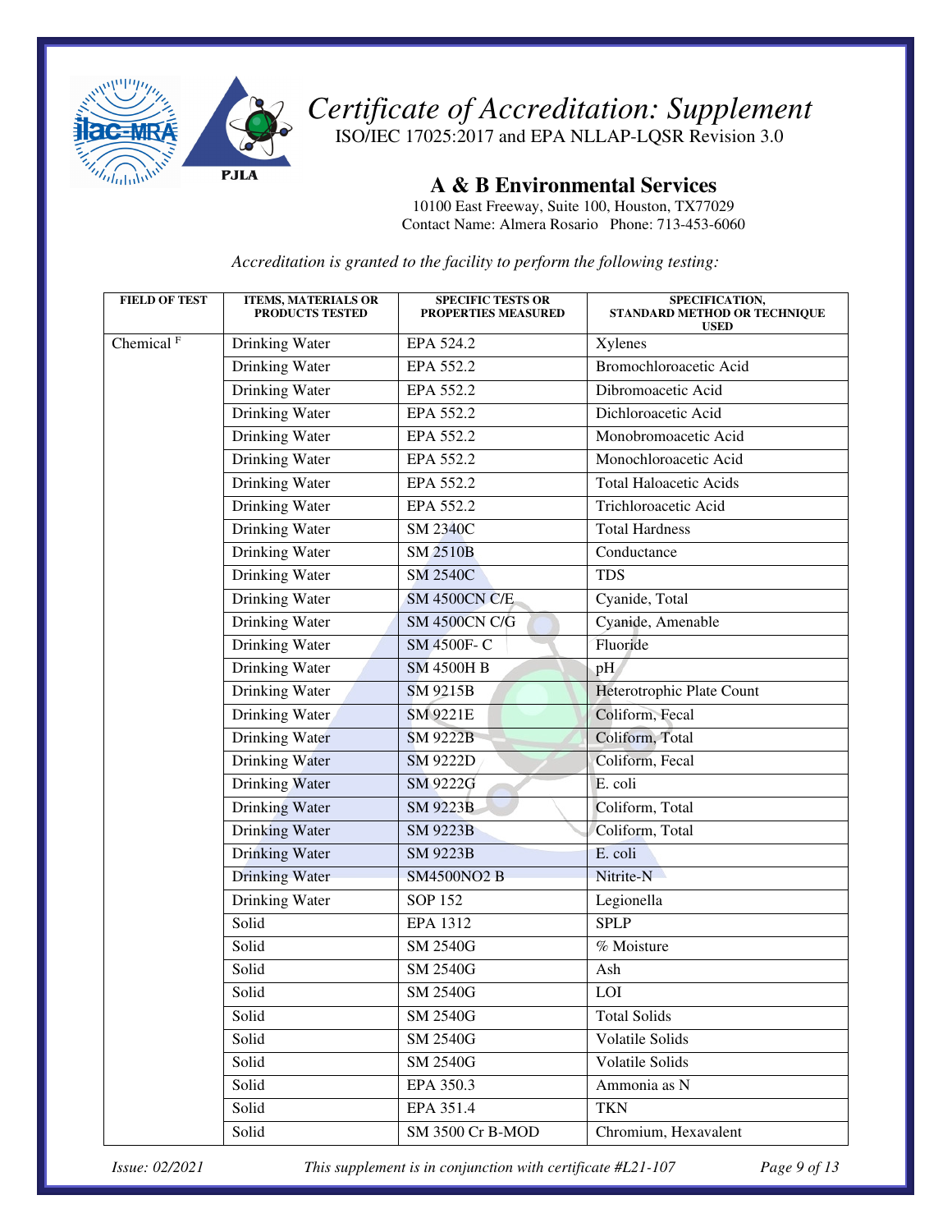# *Certificate of Accreditation: Supplement*

ISO/IEC 17025:2017 and EPA NLLAP-LQSR Revision 3.0

## A & B Environmental Services

10100 East Freeway, Suite 100, Houston, TX77029
Contact Name: Almera Rosario Phone: 713-453-6060

*Accreditation is granted to the facility to perform the following testing:*

| FIELD OF TEST | ITEMS, MATERIALS OR PRODUCTS TESTED | SPECIFIC TESTS OR PROPERTIES MEASURED | SPECIFICATION, STANDARD METHOD OR TECHNIQUE USED |
|---|---|---|---|
| Chemical [F] | Drinking Water | EPA 524.2 | Xylenes |
| | Drinking Water | EPA 552.2 | Bromochloroacetic Acid |
| | Drinking Water | EPA 552.2 | Dibromoacetic Acid |
| | Drinking Water | EPA 552.2 | Dichloroacetic Acid |
| | Drinking Water | EPA 552.2 | Monobromoacetic Acid |
| | Drinking Water | EPA 552.2 | Monochloroacetic Acid |
| | Drinking Water | EPA 552.2 | Total Haloacetic Acids |
| | Drinking Water | EPA 552.2 | Trichloroacetic Acid |
| | Drinking Water | SM 2340C | Total Hardness |
| | Drinking Water | SM 2510B | Conductance |
| | Drinking Water | SM 2540C | TDS |
| | Drinking Water | SM 4500CN C/E | Cyanide, Total |
| | Drinking Water | SM 4500CN C/G | Cyanide, Amenable |
| | Drinking Water | SM 4500F- C | Fluoride |
| | Drinking Water | SM 4500H B | pH |
| | Drinking Water | SM 9215B | Heterotrophic Plate Count |
| | Drinking Water | SM 9221E | Coliform, Fecal |
| | Drinking Water | SM 9222B | Coliform, Total |
| | Drinking Water | SM 9222D | Coliform, Fecal |
| | Drinking Water | SM 9222G | E. coli |
| | Drinking Water | SM 9223B | Coliform, Total |
| | Drinking Water | SM 9223B | Coliform, Total |
| | Drinking Water | SM 9223B | E. coli |
| | Drinking Water | SM4500NO2 B | Nitrite-N |
| | Drinking Water | SOP 152 | Legionella |
| | Solid | EPA 1312 | SPLP |
| | Solid | SM 2540G | % Moisture |
| | Solid | SM 2540G | Ash |
| | Solid | SM 2540G | LOI |
| | Solid | SM 2540G | Total Solids |
| | Solid | SM 2540G | Volatile Solids |
| | Solid | SM 2540G | Volatile Solids |
| | Solid | EPA 350.3 | Ammonia as N |
| | Solid | EPA 351.4 | TKN |
| | Solid | SM 3500 Cr B-MOD | Chromium, Hexavalent |

*Issue: 02/2021* *This supplement is in conjunction with certificate #L21-107*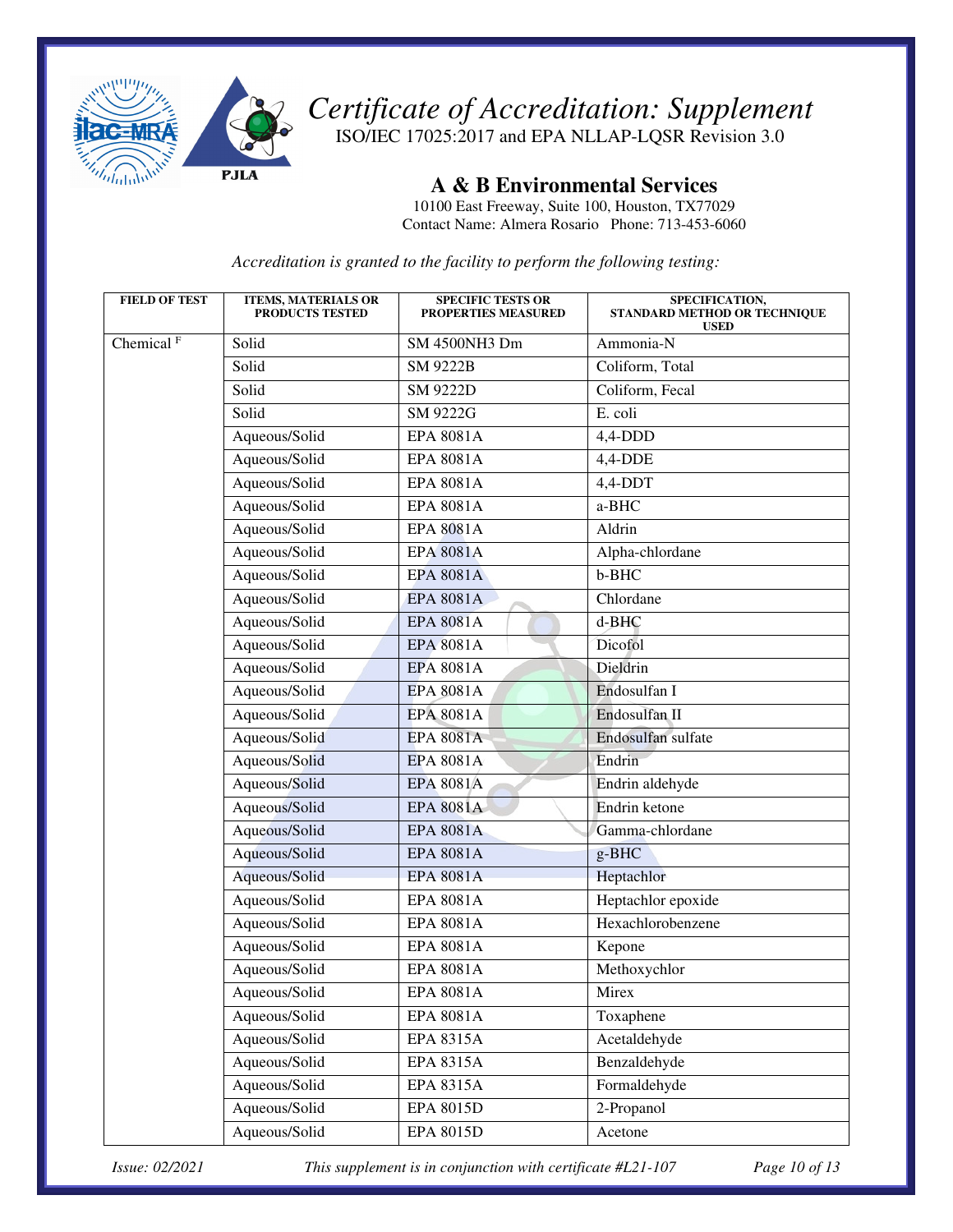# Certificate of Accreditation: Supplement

ISO/IEC 17025:2017 and EPA NLLAP-LQSR Revision 3.0

## A & B Environmental Services

10100 East Freeway, Suite 100, Houston, TX77029
Contact Name: Almera Rosario Phone: 713-453-6060

*Accreditation is granted to the facility to perform the following testing:*

| FIELD OF TEST | ITEMS, MATERIALS OR PRODUCTS TESTED | SPECIFIC TESTS OR PROPERTIES MEASURED | SPECIFICATION, STANDARD METHOD OR TECHNIQUE USED |
|---|---|---|---|
| Chemical [F] | Solid | SM 4500NH3 Dm | Ammonia-N |
| | Solid | SM 9222B | Coliform, Total |
| | Solid | SM 9222D | Coliform, Fecal |
| | Solid | SM 9222G | E. coli |
| | Aqueous/Solid | EPA 8081A | 4,4-DDD |
| | Aqueous/Solid | EPA 8081A | 4,4-DDE |
| | Aqueous/Solid | EPA 8081A | 4,4-DDT |
| | Aqueous/Solid | EPA 8081A | a-BHC |
| | Aqueous/Solid | EPA 8081A | Aldrin |
| | Aqueous/Solid | EPA 8081A | Alpha-chlordane |
| | Aqueous/Solid | EPA 8081A | b-BHC |
| | Aqueous/Solid | EPA 8081A | Chlordane |
| | Aqueous/Solid | EPA 8081A | d-BHC |
| | Aqueous/Solid | EPA 8081A | Dicofol |
| | Aqueous/Solid | EPA 8081A | Dieldrin |
| | Aqueous/Solid | EPA 8081A | Endosulfan I |
| | Aqueous/Solid | EPA 8081A | Endosulfan II |
| | Aqueous/Solid | EPA 8081A | Endosulfan sulfate |
| | Aqueous/Solid | EPA 8081A | Endrin |
| | Aqueous/Solid | EPA 8081A | Endrin aldehyde |
| | Aqueous/Solid | EPA 8081A | Endrin ketone |
| | Aqueous/Solid | EPA 8081A | Gamma-chlordane |
| | Aqueous/Solid | EPA 8081A | g-BHC |
| | Aqueous/Solid | EPA 8081A | Heptachlor |
| | Aqueous/Solid | EPA 8081A | Heptachlor epoxide |
| | Aqueous/Solid | EPA 8081A | Hexachlorobenzene |
| | Aqueous/Solid | EPA 8081A | Kepone |
| | Aqueous/Solid | EPA 8081A | Methoxychlor |
| | Aqueous/Solid | EPA 8081A | Mirex |
| | Aqueous/Solid | EPA 8081A | Toxaphene |
| | Aqueous/Solid | EPA 8315A | Acetaldehyde |
| | Aqueous/Solid | EPA 8315A | Benzaldehyde |
| | Aqueous/Solid | EPA 8315A | Formaldehyde |
| | Aqueous/Solid | EPA 8015D | 2-Propanol |
| | Aqueous/Solid | EPA 8015D | Acetone |

*Issue: 02/2021* *This supplement is in conjunction with certificate #L21-107*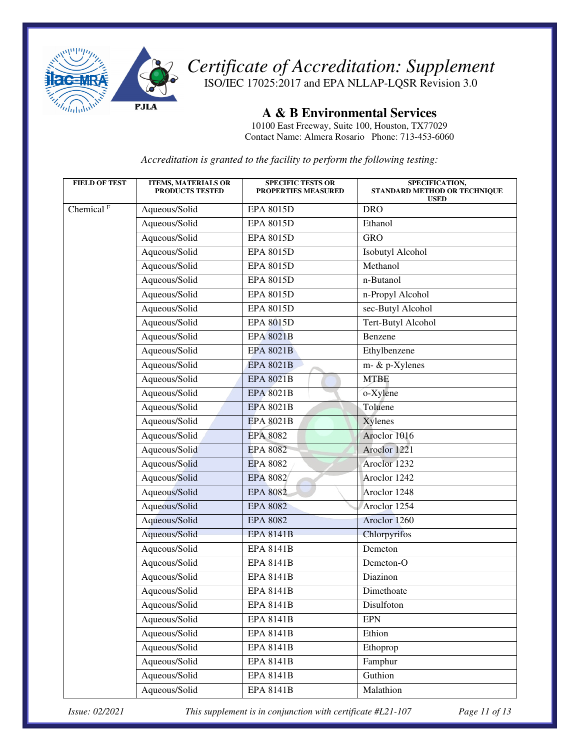# *Certificate of Accreditation: Supplement*

ISO/IEC 17025:2017 and EPA NLLAP-LQSR Revision 3.0

## A & B Environmental Services

10100 East Freeway, Suite 100, Houston, TX77029
Contact Name: Almera Rosario Phone: 713-453-6060

*Accreditation is granted to the facility to perform the following testing:*

| FIELD OF TEST | ITEMS, MATERIALS OR PRODUCTS TESTED | SPECIFIC TESTS OR PROPERTIES MEASURED | SPECIFICATION, STANDARD METHOD OR TECHNIQUE USED |
|---|---|---|---|
| Chemical F | Aqueous/Solid | EPA 8015D | DRO |
| | Aqueous/Solid | EPA 8015D | Ethanol |
| | Aqueous/Solid | EPA 8015D | GRO |
| | Aqueous/Solid | EPA 8015D | Isobutyl Alcohol |
| | Aqueous/Solid | EPA 8015D | Methanol |
| | Aqueous/Solid | EPA 8015D | n-Butanol |
| | Aqueous/Solid | EPA 8015D | n-Propyl Alcohol |
| | Aqueous/Solid | EPA 8015D | sec-Butyl Alcohol |
| | Aqueous/Solid | EPA 8015D | Tert-Butyl Alcohol |
| | Aqueous/Solid | EPA 8021B | Benzene |
| | Aqueous/Solid | EPA 8021B | Ethylbenzene |
| | Aqueous/Solid | EPA 8021B | m- & p-Xylenes |
| | Aqueous/Solid | EPA 8021B | MTBE |
| | Aqueous/Solid | EPA 8021B | o-Xylene |
| | Aqueous/Solid | EPA 8021B | Toluene |
| | Aqueous/Solid | EPA 8021B | Xylenes |
| | Aqueous/Solid | EPA 8082 | Aroclor 1016 |
| | Aqueous/Solid | EPA 8082 | Aroclor 1221 |
| | Aqueous/Solid | EPA 8082 | Aroclor 1232 |
| | Aqueous/Solid | EPA 8082 | Aroclor 1242 |
| | Aqueous/Solid | EPA 8082 | Aroclor 1248 |
| | Aqueous/Solid | EPA 8082 | Aroclor 1254 |
| | Aqueous/Solid | EPA 8082 | Aroclor 1260 |
| | Aqueous/Solid | EPA 8141B | Chlorpyrifos |
| | Aqueous/Solid | EPA 8141B | Demeton |
| | Aqueous/Solid | EPA 8141B | Demeton-O |
| | Aqueous/Solid | EPA 8141B | Diazinon |
| | Aqueous/Solid | EPA 8141B | Dimethoate |
| | Aqueous/Solid | EPA 8141B | Disulfoton |
| | Aqueous/Solid | EPA 8141B | EPN |
| | Aqueous/Solid | EPA 8141B | Ethion |
| | Aqueous/Solid | EPA 8141B | Ethoprop |
| | Aqueous/Solid | EPA 8141B | Famphur |
| | Aqueous/Solid | EPA 8141B | Guthion |
| | Aqueous/Solid | EPA 8141B | Malathion |

*Issue: 02/2021* *This supplement is in conjunction with certificate #L21-107*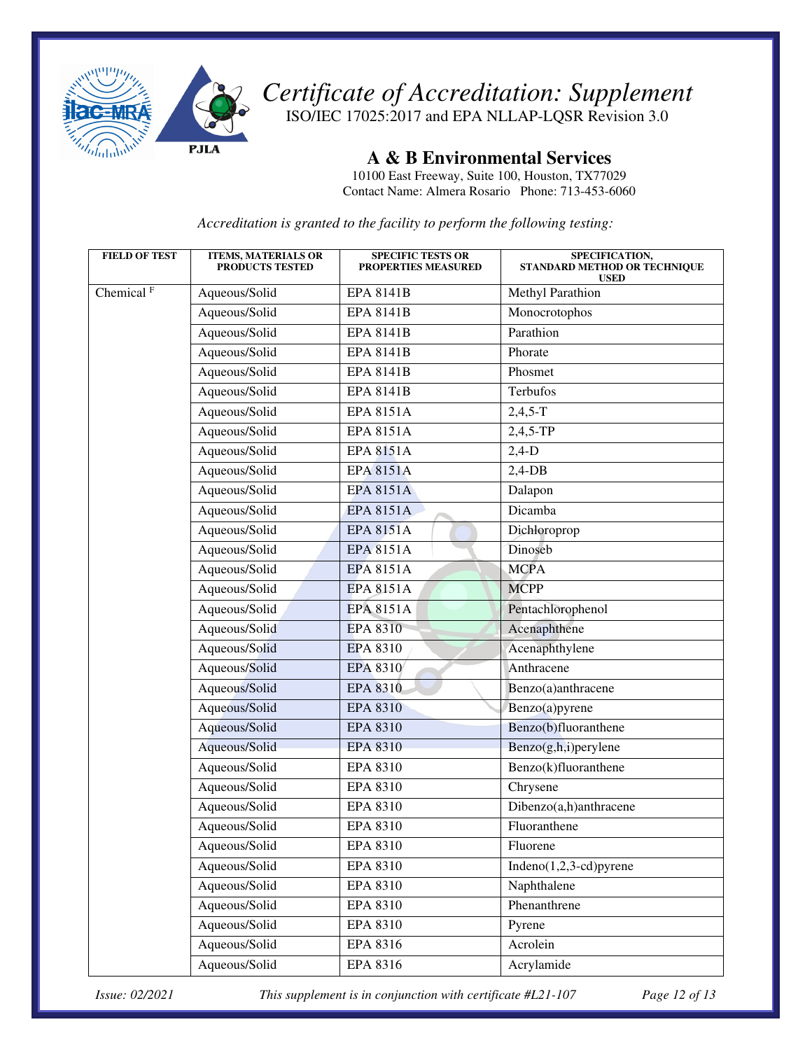# *Certificate of Accreditation: Supplement*

ISO/IEC 17025:2017 and EPA NLLAP-LQSR Revision 3.0

## A & B Environmental Services

10100 East Freeway, Suite 100, Houston, TX77029
Contact Name: Almera Rosario Phone: 713-453-6060

*Accreditation is granted to the facility to perform the following testing:*

| FIELD OF TEST | ITEMS, MATERIALS OR PRODUCTS TESTED | SPECIFIC TESTS OR PROPERTIES MEASURED | SPECIFICATION, STANDARD METHOD OR TECHNIQUE USED |
|---|---|---|---|
| Chemical [F] | Aqueous/Solid | EPA 8141B | Methyl Parathion |
| | Aqueous/Solid | EPA 8141B | Monocrotophos |
| | Aqueous/Solid | EPA 8141B | Parathion |
| | Aqueous/Solid | EPA 8141B | Phorate |
| | Aqueous/Solid | EPA 8141B | Phosmet |
| | Aqueous/Solid | EPA 8141B | Terbufos |
| | Aqueous/Solid | EPA 8151A | 2,4,5-T |
| | Aqueous/Solid | EPA 8151A | 2,4,5-TP |
| | Aqueous/Solid | EPA 8151A | 2,4-D |
| | Aqueous/Solid | EPA 8151A | 2,4-DB |
| | Aqueous/Solid | EPA 8151A | Dalapon |
| | Aqueous/Solid | EPA 8151A | Dicamba |
| | Aqueous/Solid | EPA 8151A | Dichloroprop |
| | Aqueous/Solid | EPA 8151A | Dinoseb |
| | Aqueous/Solid | EPA 8151A | MCPA |
| | Aqueous/Solid | EPA 8151A | MCPP |
| | Aqueous/Solid | EPA 8151A | Pentachlorophenol |
| | Aqueous/Solid | EPA 8310 | Acenaphthene |
| | Aqueous/Solid | EPA 8310 | Acenaphthylene |
| | Aqueous/Solid | EPA 8310 | Anthracene |
| | Aqueous/Solid | EPA 8310 | Benzo(a)anthracene |
| | Aqueous/Solid | EPA 8310 | Benzo(a)pyrene |
| | Aqueous/Solid | EPA 8310 | Benzo(b)fluoranthene |
| | Aqueous/Solid | EPA 8310 | Benzo(g,h,i)perylene |
| | Aqueous/Solid | EPA 8310 | Benzo(k)fluoranthene |
| | Aqueous/Solid | EPA 8310 | Chrysene |
| | Aqueous/Solid | EPA 8310 | Dibenzo(a,h)anthracene |
| | Aqueous/Solid | EPA 8310 | Fluoranthene |
| | Aqueous/Solid | EPA 8310 | Fluorene |
| | Aqueous/Solid | EPA 8310 | Indeno(1,2,3-cd)pyrene |
| | Aqueous/Solid | EPA 8310 | Naphthalene |
| | Aqueous/Solid | EPA 8310 | Phenanthrene |
| | Aqueous/Solid | EPA 8310 | Pyrene |
| | Aqueous/Solid | EPA 8316 | Acrolein |
| | Aqueous/Solid | EPA 8316 | Acrylamide |

*Issue: 02/2021* *This supplement is in conjunction with certificate #L21-107*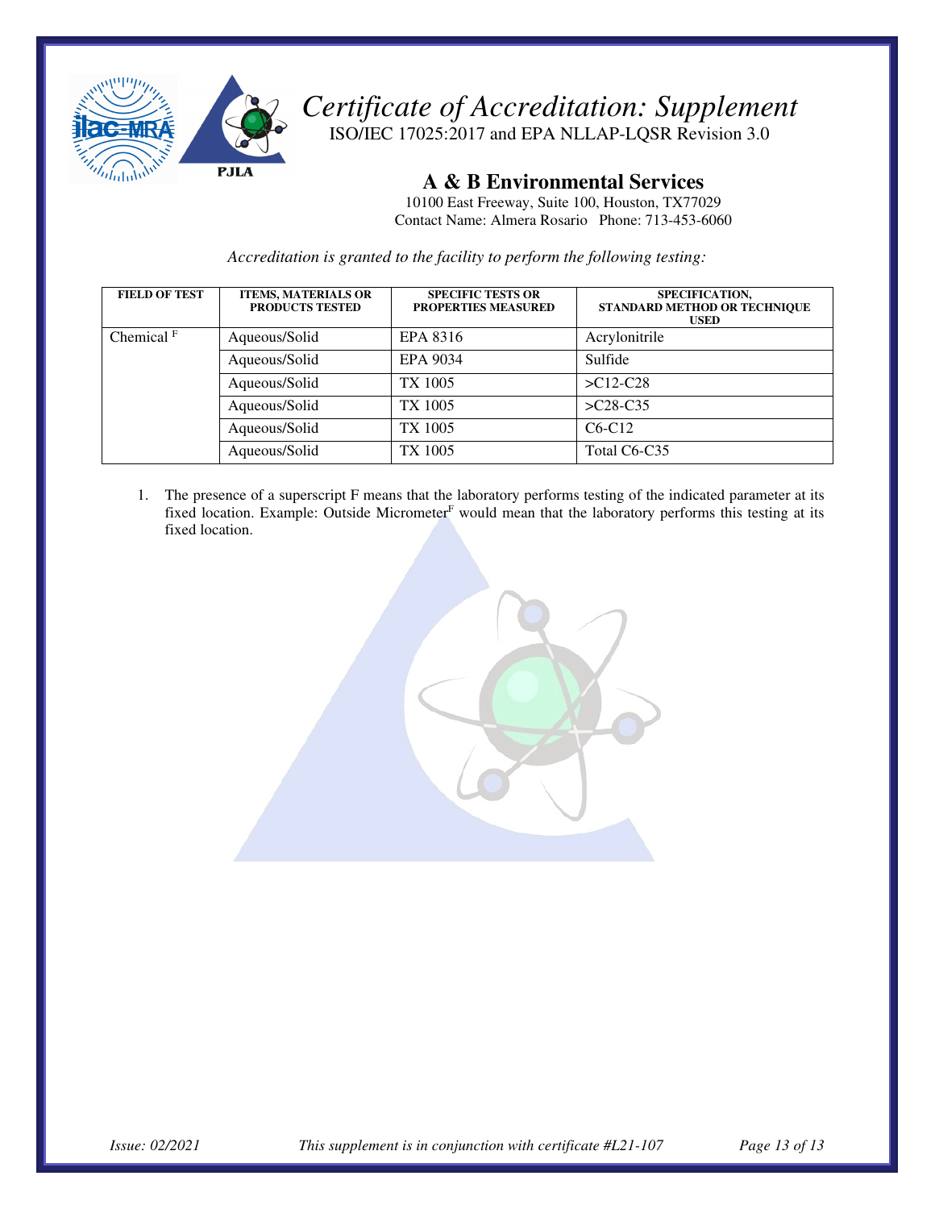# *Certificate of Accreditation: Supplement*

ISO/IEC 17025:2017 and EPA NLLAP-LQSR Revision 3.0

## A & B Environmental Services

10100 East Freeway, Suite 100, Houston, TX77029
Contact Name: Almera Rosario Phone: 713-453-6060

*Accreditation is granted to the facility to perform the following testing:*

| FIELD OF TEST | ITEMS, MATERIALS OR PRODUCTS TESTED | SPECIFIC TESTS OR PROPERTIES MEASURED | SPECIFICATION, STANDARD METHOD OR TECHNIQUE USED |
|---|---|---|---|
| Chemical [F] | Aqueous/Solid | EPA 8316 | Acrylonitrile |
| | Aqueous/Solid | EPA 9034 | Sulfide |
| | Aqueous/Solid | TX 1005 | >C12-C28 |
| | Aqueous/Solid | TX 1005 | >C28-C35 |
| | Aqueous/Solid | TX 1005 | C6-C12 |
| | Aqueous/Solid | TX 1005 | Total C6-C35 |

1. The presence of a superscript F means that the laboratory performs testing of the indicated parameter at its fixed location. Example: Outside Micrometer[F] would mean that the laboratory performs this testing at its fixed location.

*Issue: 02/2021* *This supplement is in conjunction with certificate #L21-107*